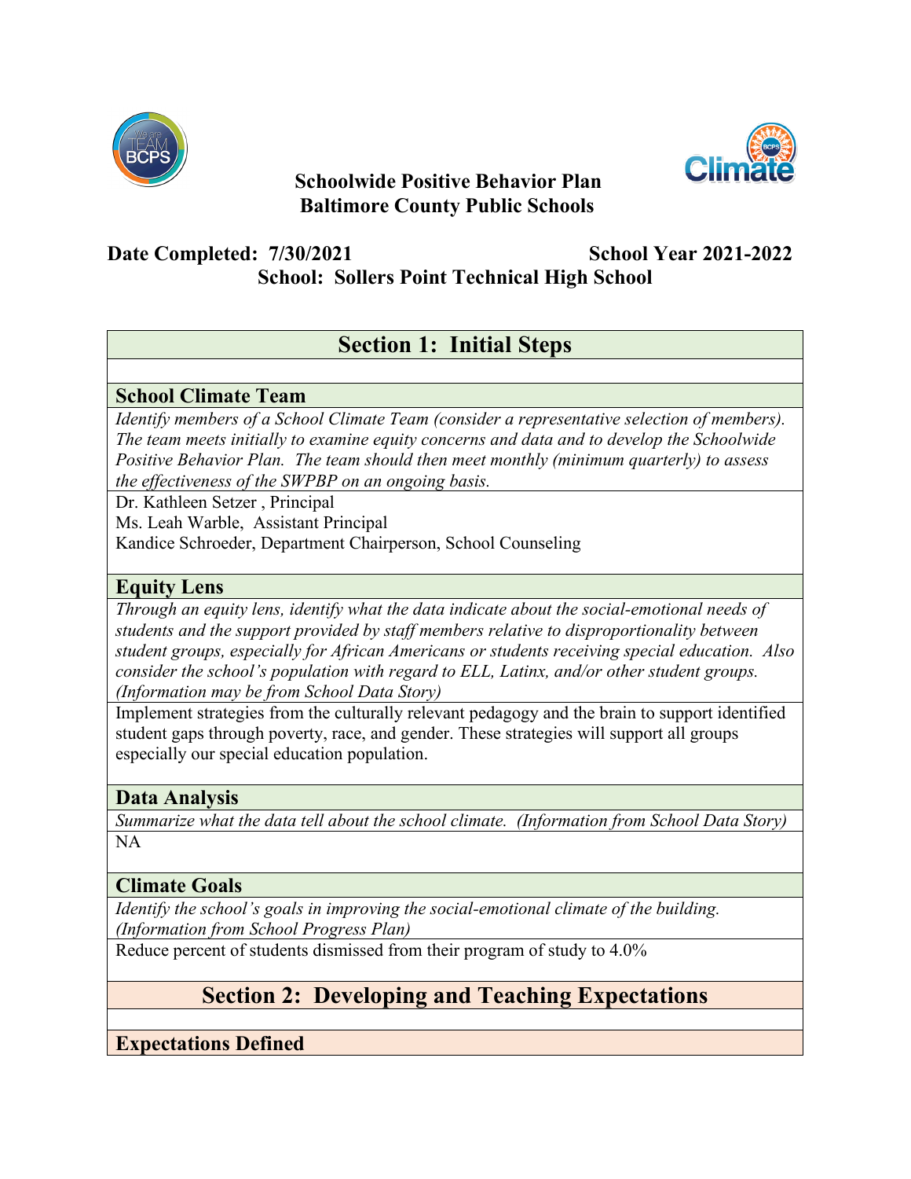**Schoolwide Positive Behavior Plan**
**Baltimore County Public Schools**

**Date Completed: 7/30/2021** **School Year 2021-2022**

**School: Sollers Point Technical High School**

## Section 1: Initial Steps

### School Climate Team

*Identify members of a School Climate Team (consider a representative selection of members). The team meets initially to examine equity concerns and data and to develop the Schoolwide Positive Behavior Plan. The team should then meet monthly (minimum quarterly) to assess the effectiveness of the SWPBP on an ongoing basis.*

Dr. Kathleen Setzer , Principal
Ms. Leah Warble, Assistant Principal
Kandice Schroeder, Department Chairperson, School Counseling

### Equity Lens

*Through an equity lens, identify what the data indicate about the social-emotional needs of students and the support provided by staff members relative to disproportionality between student groups, especially for African Americans or students receiving special education. Also consider the school's population with regard to ELL, Latinx, and/or other student groups. (Information may be from School Data Story)*

Implement strategies from the culturally relevant pedagogy and the brain to support identified student gaps through poverty, race, and gender. These strategies will support all groups especially our special education population.

### Data Analysis

*Summarize what the data tell about the school climate. (Information from School Data Story)*

NA

### Climate Goals

*Identify the school's goals in improving the social-emotional climate of the building. (Information from School Progress Plan)*

Reduce percent of students dismissed from their program of study to 4.0%

## Section 2: Developing and Teaching Expectations

### Expectations Defined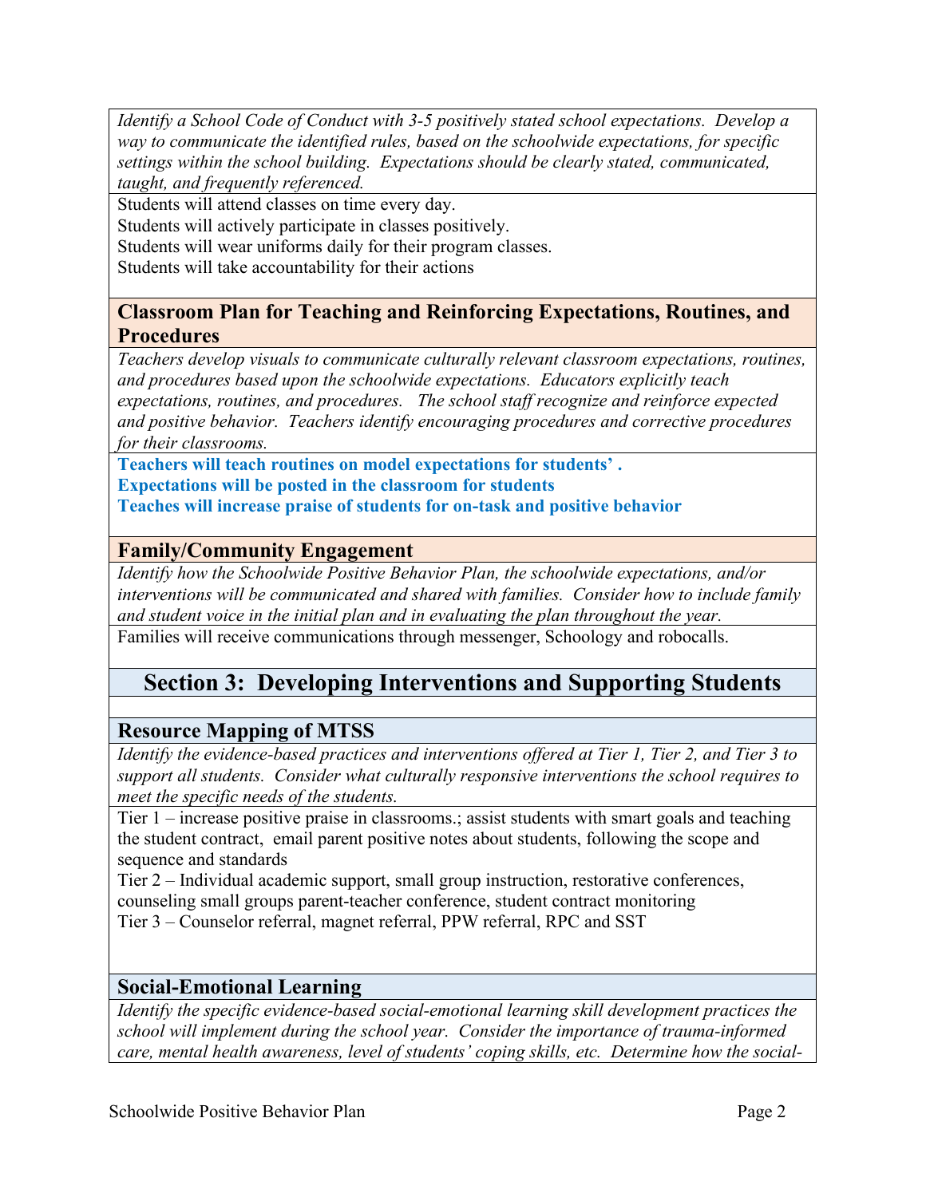*Identify a School Code of Conduct with 3-5 positively stated school expectations. Develop a way to communicate the identified rules, based on the schoolwide expectations, for specific settings within the school building. Expectations should be clearly stated, communicated, taught, and frequently referenced.*

Students will attend classes on time every day.
Students will actively participate in classes positively.
Students will wear uniforms daily for their program classes.
Students will take accountability for their actions

### Classroom Plan for Teaching and Reinforcing Expectations, Routines, and Procedures

*Teachers develop visuals to communicate culturally relevant classroom expectations, routines, and procedures based upon the schoolwide expectations. Educators explicitly teach expectations, routines, and procedures. The school staff recognize and reinforce expected and positive behavior. Teachers identify encouraging procedures and corrective procedures for their classrooms.*

**Teachers will teach routines on model expectations for students' .**
**Expectations will be posted in the classroom for students**
**Teaches will increase praise of students for on-task and positive behavior**

### Family/Community Engagement

*Identify how the Schoolwide Positive Behavior Plan, the schoolwide expectations, and/or interventions will be communicated and shared with families. Consider how to include family and student voice in the initial plan and in evaluating the plan throughout the year.*

Families will receive communications through messenger, Schoology and robocalls.

## Section 3: Developing Interventions and Supporting Students

### Resource Mapping of MTSS

*Identify the evidence-based practices and interventions offered at Tier 1, Tier 2, and Tier 3 to support all students. Consider what culturally responsive interventions the school requires to meet the specific needs of the students.*

Tier 1 – increase positive praise in classrooms.; assist students with smart goals and teaching the student contract, email parent positive notes about students, following the scope and sequence and standards
Tier 2 – Individual academic support, small group instruction, restorative conferences, counseling small groups parent-teacher conference, student contract monitoring
Tier 3 – Counselor referral, magnet referral, PPW referral, RPC and SST

### Social-Emotional Learning

*Identify the specific evidence-based social-emotional learning skill development practices the school will implement during the school year. Consider the importance of trauma-informed care, mental health awareness, level of students' coping skills, etc. Determine how the social-*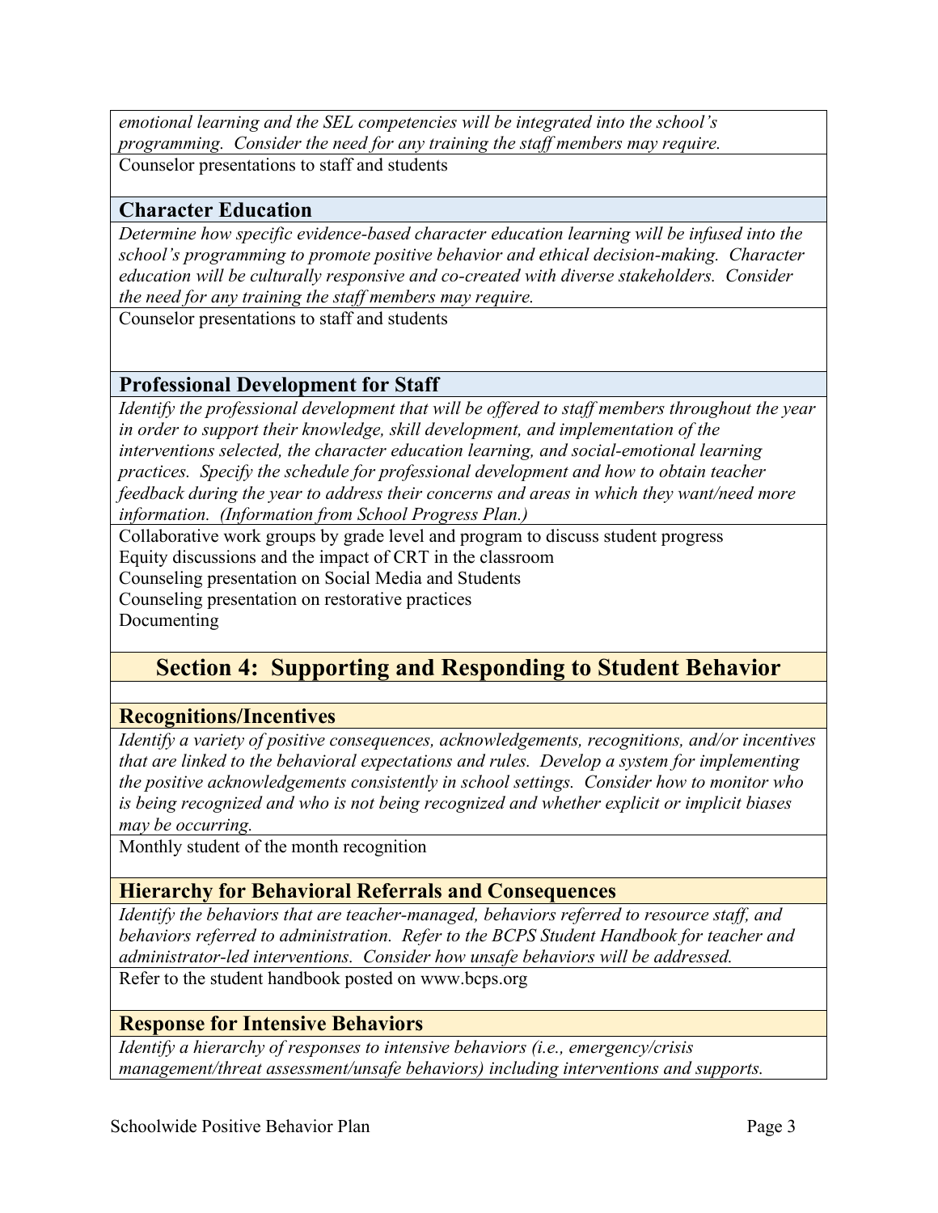*emotional learning and the SEL competencies will be integrated into the school's programming. Consider the need for any training the staff members may require.*

Counselor presentations to staff and students

### Character Education

*Determine how specific evidence-based character education learning will be infused into the school's programming to promote positive behavior and ethical decision-making. Character education will be culturally responsive and co-created with diverse stakeholders. Consider the need for any training the staff members may require.*

Counselor presentations to staff and students

### Professional Development for Staff

*Identify the professional development that will be offered to staff members throughout the year in order to support their knowledge, skill development, and implementation of the interventions selected, the character education learning, and social-emotional learning practices. Specify the schedule for professional development and how to obtain teacher feedback during the year to address their concerns and areas in which they want/need more information. (Information from School Progress Plan.)*

Collaborative work groups by grade level and program to discuss student progress
Equity discussions and the impact of CRT in the classroom
Counseling presentation on Social Media and Students
Counseling presentation on restorative practices
Documenting

## Section 4: Supporting and Responding to Student Behavior

### Recognitions/Incentives

*Identify a variety of positive consequences, acknowledgements, recognitions, and/or incentives that are linked to the behavioral expectations and rules. Develop a system for implementing the positive acknowledgements consistently in school settings. Consider how to monitor who is being recognized and who is not being recognized and whether explicit or implicit biases may be occurring.*

Monthly student of the month recognition

### Hierarchy for Behavioral Referrals and Consequences

*Identify the behaviors that are teacher-managed, behaviors referred to resource staff, and behaviors referred to administration. Refer to the BCPS Student Handbook for teacher and administrator-led interventions. Consider how unsafe behaviors will be addressed.*

Refer to the student handbook posted on www.bcps.org

### Response for Intensive Behaviors

*Identify a hierarchy of responses to intensive behaviors (i.e., emergency/crisis management/threat assessment/unsafe behaviors) including interventions and supports.*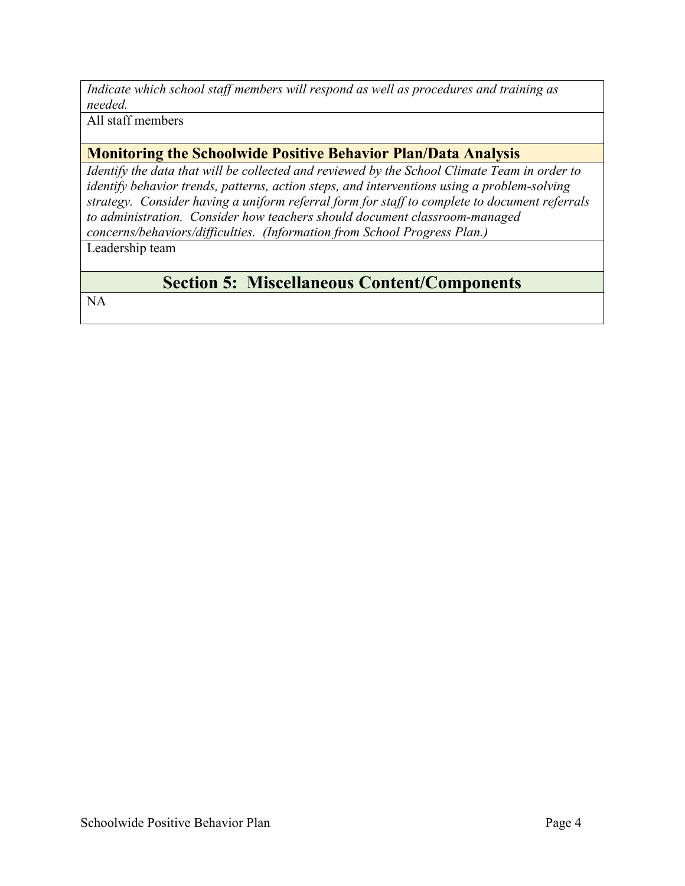*Indicate which school staff members will respond as well as procedures and training as needed.*

All staff members

### Monitoring the Schoolwide Positive Behavior Plan/Data Analysis

*Identify the data that will be collected and reviewed by the School Climate Team in order to identify behavior trends, patterns, action steps, and interventions using a problem-solving strategy. Consider having a uniform referral form for staff to complete to document referrals to administration. Consider how teachers should document classroom-managed concerns/behaviors/difficulties. (Information from School Progress Plan.)*

Leadership team

## Section 5: Miscellaneous Content/Components

NA